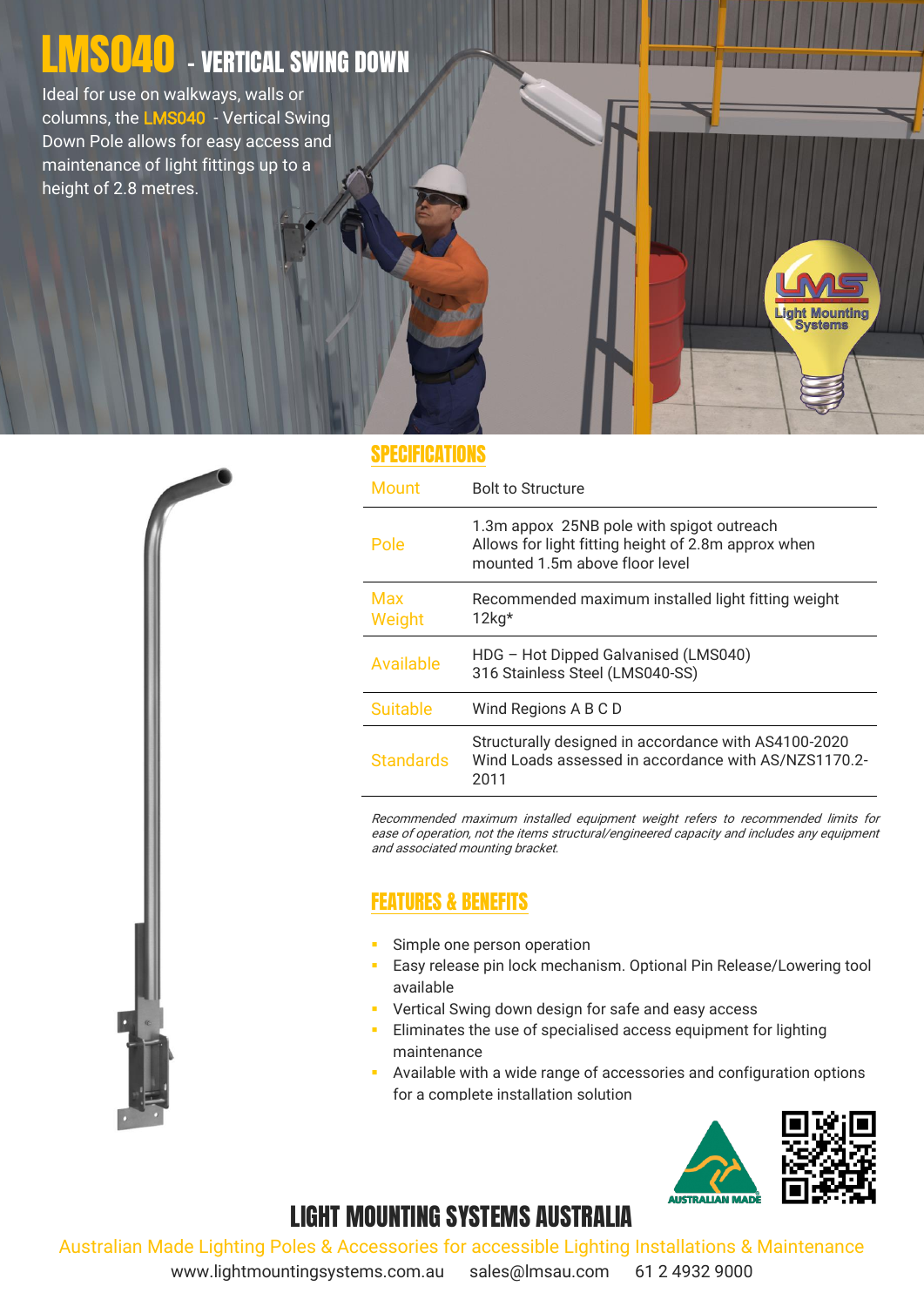# LMS040 - VERTICAL SWING DOWN

Ideal for use on walkways, walls or columns, the LMS040 - Vertical Swing Down Pole allows for easy access and maintenance of light fittings up to a height of 2.8 metres.

## SPECIFICATIONS

| | |
|---|---|
| Mount | Bolt to Structure |
| Pole | 1.3m appox 25NB pole with spigot outreach<br>Allows for light fitting height of 2.8m approx when mounted 1.5m above floor level |
| Max Weight | Recommended maximum installed light fitting weight 12kg* |
| Available | HDG – Hot Dipped Galvanised (LMS040)<br>316 Stainless Steel (LMS040-SS) |
| Suitable | Wind Regions A B C D |
| Standards | Structurally designed in accordance with AS4100-2020<br>Wind Loads assessed in accordance with AS/NZS1170.2-2011 |

*Recommended maximum installed equipment weight refers to recommended limits for ease of operation, not the items structural/engineered capacity and includes any equipment and associated mounting bracket.*

## FEATURES & BENEFITS

- Simple one person operation
- Easy release pin lock mechanism. Optional Pin Release/Lowering tool available
- Vertical Swing down design for safe and easy access
- Eliminates the use of specialised access equipment for lighting maintenance
- Available with a wide range of accessories and configuration options for a complete installation solution

## LIGHT MOUNTING SYSTEMS AUSTRALIA

Australian Made Lighting Poles & Accessories for accessible Lighting Installations & Maintenance

www.lightmountingsystems.com.au sales@lmsau.com 61 2 4932 9000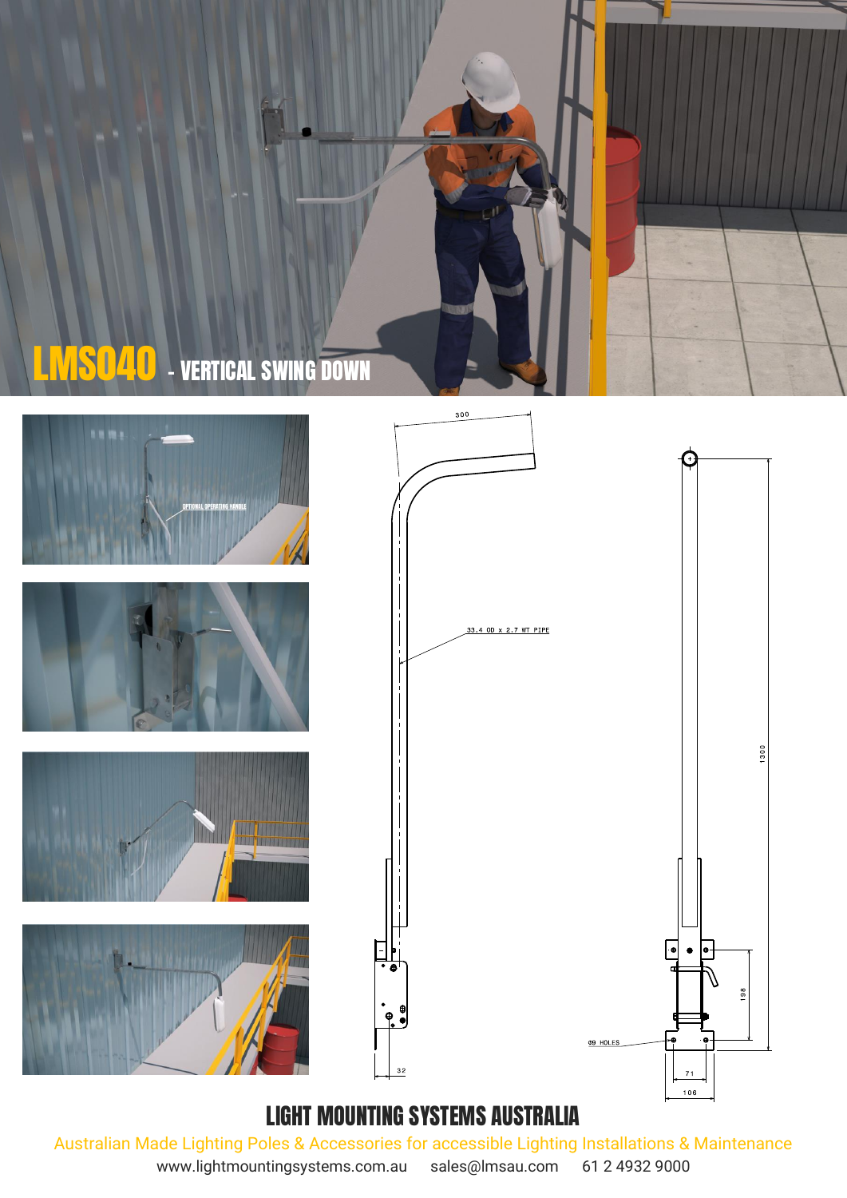# LMS040 - VERTICAL SWING DOWN

OPTIONAL OPERATING HANDLE

300

33.4 OD x 2.7 WT PIPE

1300

198

Ø9 HOLES

32

71

106

## LIGHT MOUNTING SYSTEMS AUSTRALIA

Australian Made Lighting Poles & Accessories for accessible Lighting Installations & Maintenance

www.lightmountingsystems.com.au sales@lmsau.com 61 2 4932 9000